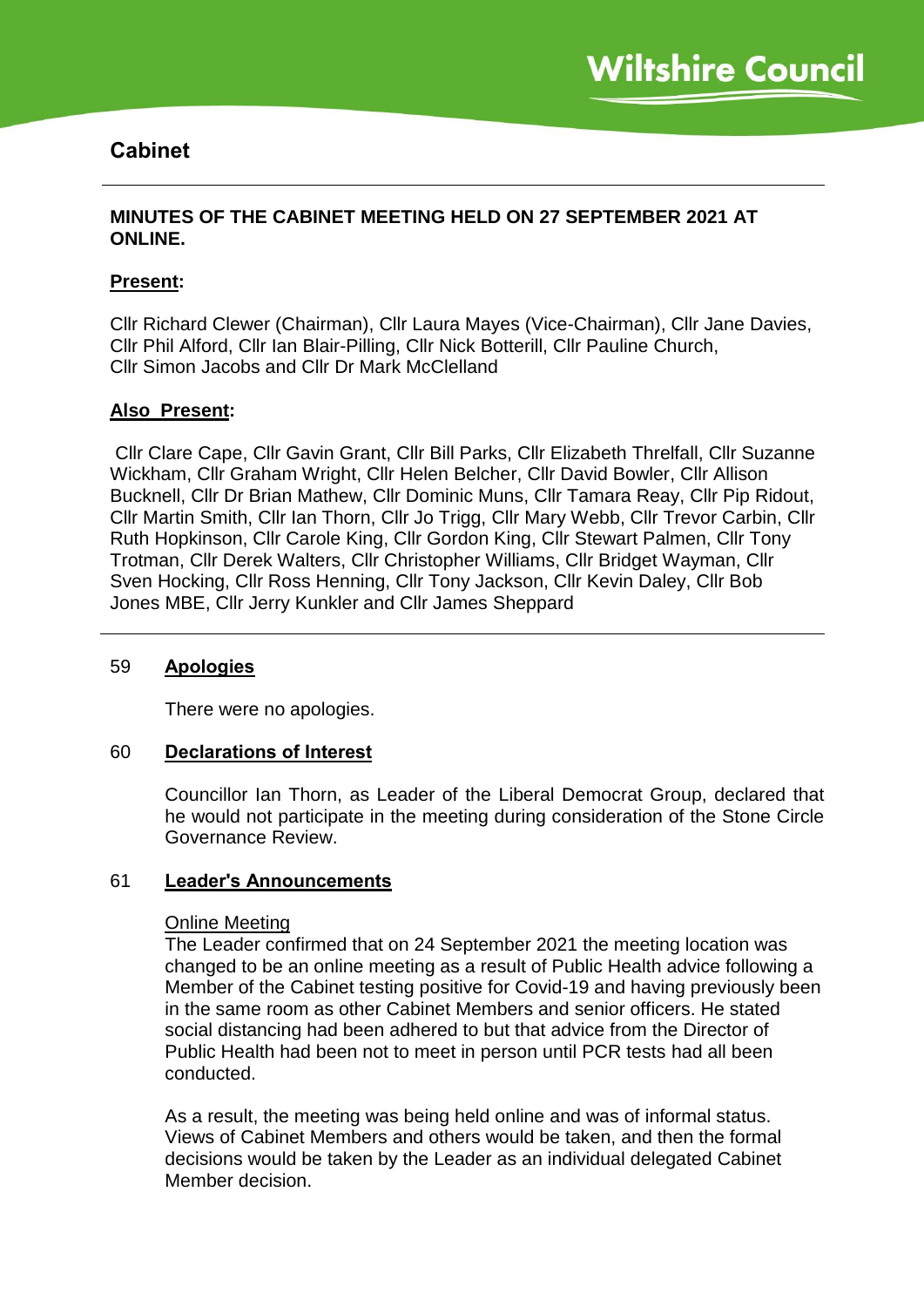Wiltshire Council

# Cabinet

**MINUTES OF THE CABINET MEETING HELD ON 27 SEPTEMBER 2021 AT ONLINE.**

**Present:**

Cllr Richard Clewer (Chairman), Cllr Laura Mayes (Vice-Chairman), Cllr Jane Davies, Cllr Phil Alford, Cllr Ian Blair-Pilling, Cllr Nick Botterill, Cllr Pauline Church, Cllr Simon Jacobs and Cllr Dr Mark McClelland

**Also Present:**

Cllr Clare Cape, Cllr Gavin Grant, Cllr Bill Parks, Cllr Elizabeth Threlfall, Cllr Suzanne Wickham, Cllr Graham Wright, Cllr Helen Belcher, Cllr David Bowler, Cllr Allison Bucknell, Cllr Dr Brian Mathew, Cllr Dominic Muns, Cllr Tamara Reay, Cllr Pip Ridout, Cllr Martin Smith, Cllr Ian Thorn, Cllr Jo Trigg, Cllr Mary Webb, Cllr Trevor Carbin, Cllr Ruth Hopkinson, Cllr Carole King, Cllr Gordon King, Cllr Stewart Palmen, Cllr Tony Trotman, Cllr Derek Walters, Cllr Christopher Williams, Cllr Bridget Wayman, Cllr Sven Hocking, Cllr Ross Henning, Cllr Tony Jackson, Cllr Kevin Daley, Cllr Bob Jones MBE, Cllr Jerry Kunkler and Cllr James Sheppard

## 59 Apologies

There were no apologies.

## 60 Declarations of Interest

Councillor Ian Thorn, as Leader of the Liberal Democrat Group, declared that he would not participate in the meeting during consideration of the Stone Circle Governance Review.

## 61 Leader's Announcements

Online Meeting

The Leader confirmed that on 24 September 2021 the meeting location was changed to be an online meeting as a result of Public Health advice following a Member of the Cabinet testing positive for Covid-19 and having previously been in the same room as other Cabinet Members and senior officers. He stated social distancing had been adhered to but that advice from the Director of Public Health had been not to meet in person until PCR tests had all been conducted.

As a result, the meeting was being held online and was of informal status. Views of Cabinet Members and others would be taken, and then the formal decisions would be taken by the Leader as an individual delegated Cabinet Member decision.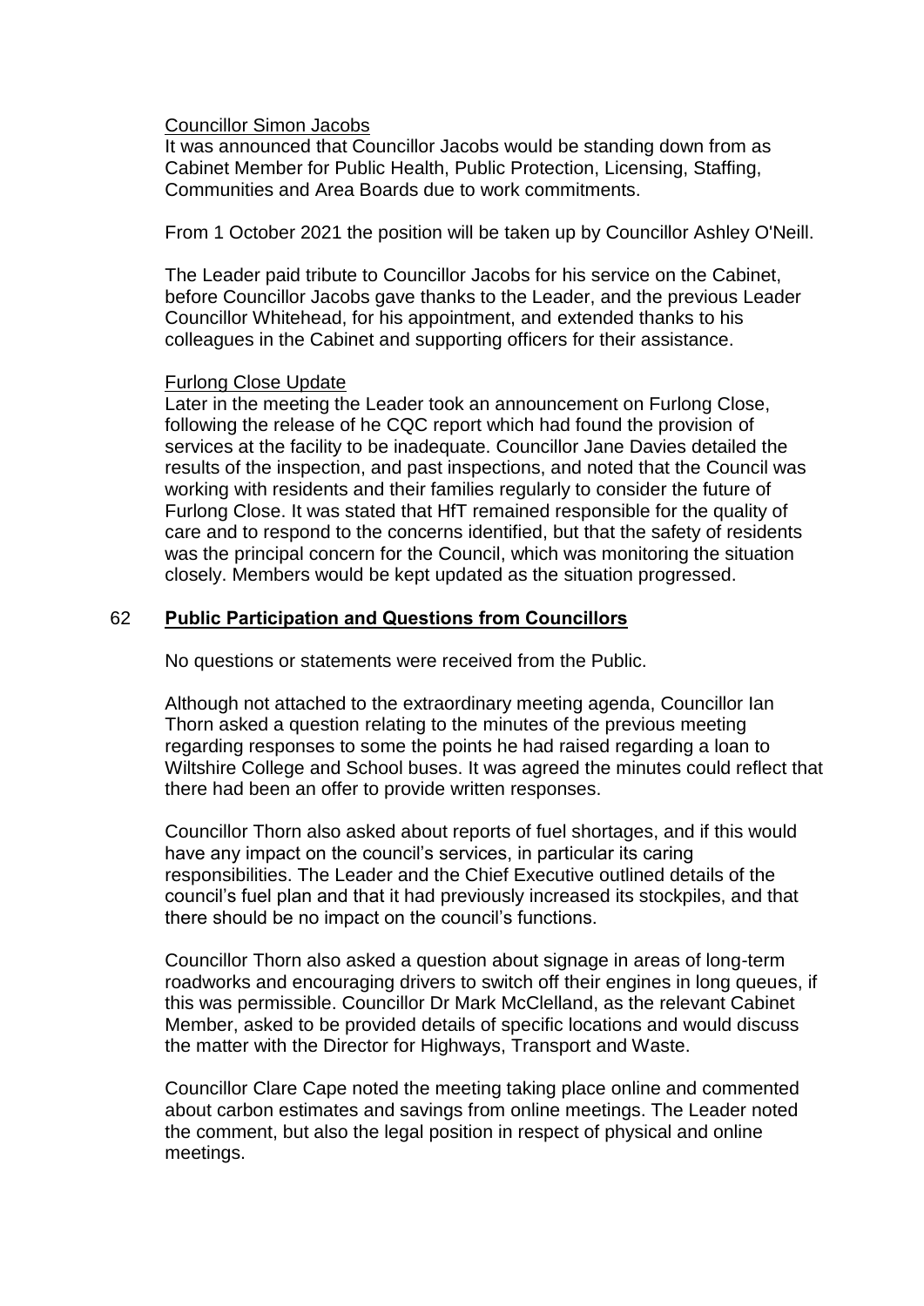Councillor Simon Jacobs

It was announced that Councillor Jacobs would be standing down from as Cabinet Member for Public Health, Public Protection, Licensing, Staffing, Communities and Area Boards due to work commitments.

From 1 October 2021 the position will be taken up by Councillor Ashley O'Neill.

The Leader paid tribute to Councillor Jacobs for his service on the Cabinet, before Councillor Jacobs gave thanks to the Leader, and the previous Leader Councillor Whitehead, for his appointment, and extended thanks to his colleagues in the Cabinet and supporting officers for their assistance.

Furlong Close Update

Later in the meeting the Leader took an announcement on Furlong Close, following the release of he CQC report which had found the provision of services at the facility to be inadequate. Councillor Jane Davies detailed the results of the inspection, and past inspections, and noted that the Council was working with residents and their families regularly to consider the future of Furlong Close. It was stated that HfT remained responsible for the quality of care and to respond to the concerns identified, but that the safety of residents was the principal concern for the Council, which was monitoring the situation closely. Members would be kept updated as the situation progressed.

## 62 **Public Participation and Questions from Councillors**

No questions or statements were received from the Public.

Although not attached to the extraordinary meeting agenda, Councillor Ian Thorn asked a question relating to the minutes of the previous meeting regarding responses to some the points he had raised regarding a loan to Wiltshire College and School buses. It was agreed the minutes could reflect that there had been an offer to provide written responses.

Councillor Thorn also asked about reports of fuel shortages, and if this would have any impact on the council's services, in particular its caring responsibilities. The Leader and the Chief Executive outlined details of the council's fuel plan and that it had previously increased its stockpiles, and that there should be no impact on the council's functions.

Councillor Thorn also asked a question about signage in areas of long-term roadworks and encouraging drivers to switch off their engines in long queues, if this was permissible. Councillor Dr Mark McClelland, as the relevant Cabinet Member, asked to be provided details of specific locations and would discuss the matter with the Director for Highways, Transport and Waste.

Councillor Clare Cape noted the meeting taking place online and commented about carbon estimates and savings from online meetings. The Leader noted the comment, but also the legal position in respect of physical and online meetings.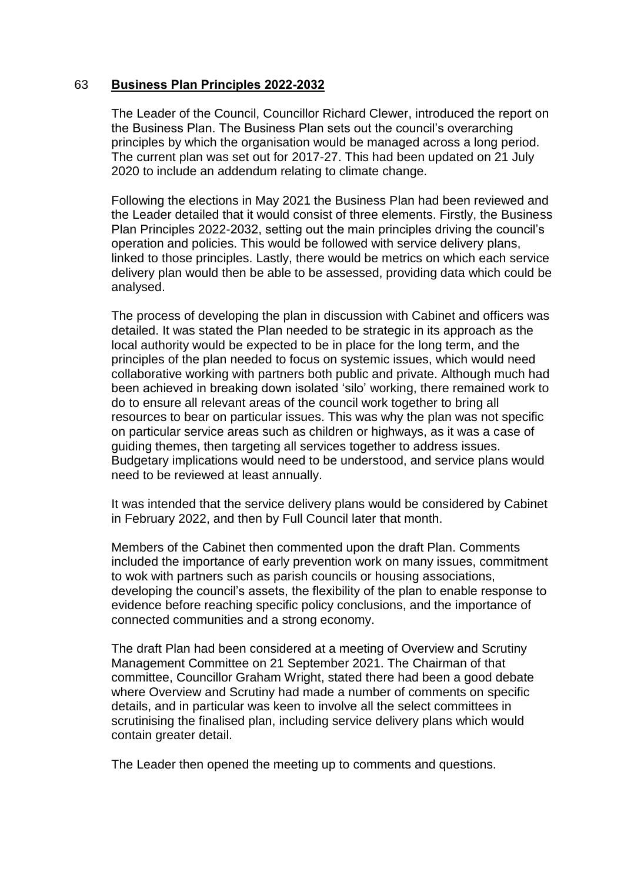## 63 **Business Plan Principles 2022-2032**

The Leader of the Council, Councillor Richard Clewer, introduced the report on the Business Plan. The Business Plan sets out the council's overarching principles by which the organisation would be managed across a long period. The current plan was set out for 2017-27. This had been updated on 21 July 2020 to include an addendum relating to climate change.

Following the elections in May 2021 the Business Plan had been reviewed and the Leader detailed that it would consist of three elements. Firstly, the Business Plan Principles 2022-2032, setting out the main principles driving the council's operation and policies. This would be followed with service delivery plans, linked to those principles. Lastly, there would be metrics on which each service delivery plan would then be able to be assessed, providing data which could be analysed.

The process of developing the plan in discussion with Cabinet and officers was detailed. It was stated the Plan needed to be strategic in its approach as the local authority would be expected to be in place for the long term, and the principles of the plan needed to focus on systemic issues, which would need collaborative working with partners both public and private. Although much had been achieved in breaking down isolated 'silo' working, there remained work to do to ensure all relevant areas of the council work together to bring all resources to bear on particular issues. This was why the plan was not specific on particular service areas such as children or highways, as it was a case of guiding themes, then targeting all services together to address issues. Budgetary implications would need to be understood, and service plans would need to be reviewed at least annually.

It was intended that the service delivery plans would be considered by Cabinet in February 2022, and then by Full Council later that month.

Members of the Cabinet then commented upon the draft Plan. Comments included the importance of early prevention work on many issues, commitment to wok with partners such as parish councils or housing associations, developing the council's assets, the flexibility of the plan to enable response to evidence before reaching specific policy conclusions, and the importance of connected communities and a strong economy.

The draft Plan had been considered at a meeting of Overview and Scrutiny Management Committee on 21 September 2021. The Chairman of that committee, Councillor Graham Wright, stated there had been a good debate where Overview and Scrutiny had made a number of comments on specific details, and in particular was keen to involve all the select committees in scrutinising the finalised plan, including service delivery plans which would contain greater detail.

The Leader then opened the meeting up to comments and questions.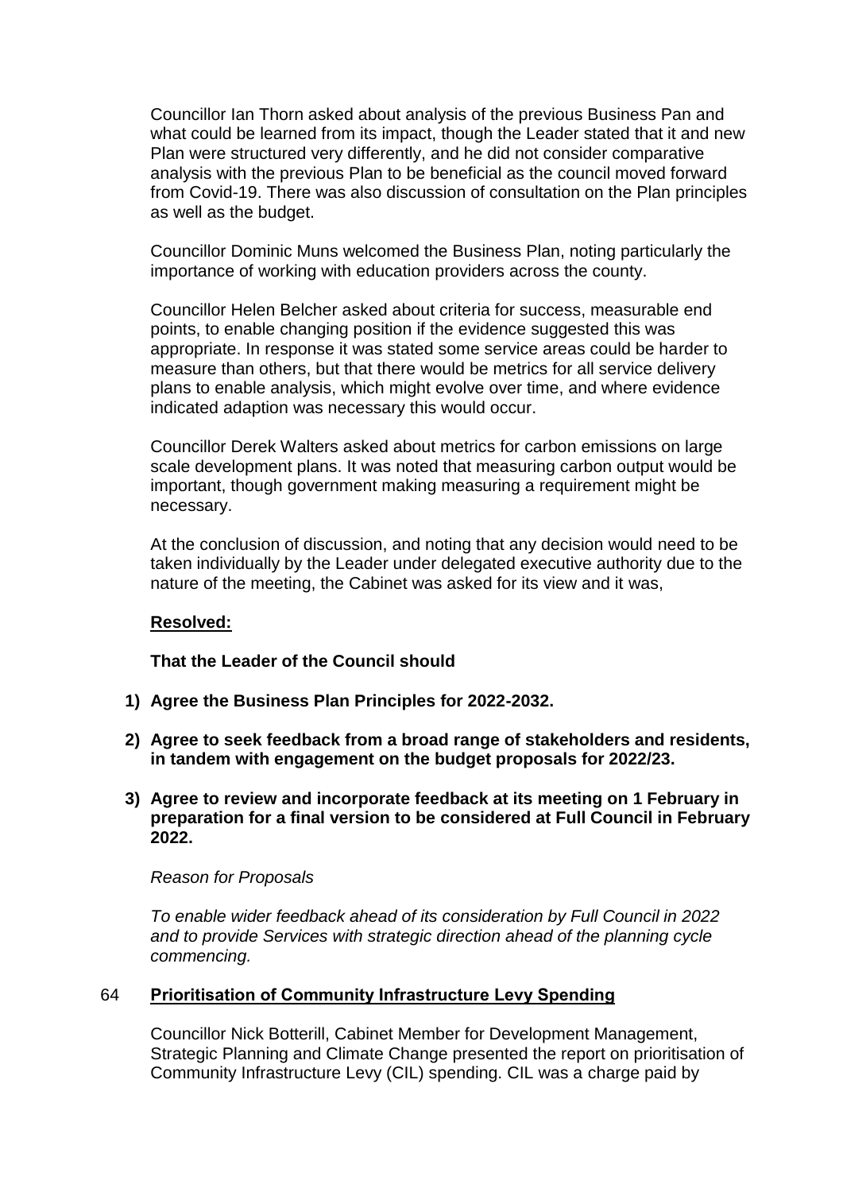Councillor Ian Thorn asked about analysis of the previous Business Pan and what could be learned from its impact, though the Leader stated that it and new Plan were structured very differently, and he did not consider comparative analysis with the previous Plan to be beneficial as the council moved forward from Covid-19. There was also discussion of consultation on the Plan principles as well as the budget.

Councillor Dominic Muns welcomed the Business Plan, noting particularly the importance of working with education providers across the county.

Councillor Helen Belcher asked about criteria for success, measurable end points, to enable changing position if the evidence suggested this was appropriate. In response it was stated some service areas could be harder to measure than others, but that there would be metrics for all service delivery plans to enable analysis, which might evolve over time, and where evidence indicated adaption was necessary this would occur.

Councillor Derek Walters asked about metrics for carbon emissions on large scale development plans. It was noted that measuring carbon output would be important, though government making measuring a requirement might be necessary.

At the conclusion of discussion, and noting that any decision would need to be taken individually by the Leader under delegated executive authority due to the nature of the meeting, the Cabinet was asked for its view and it was,

**Resolved:**

**That the Leader of the Council should**

1) **Agree the Business Plan Principles for 2022-2032.**
2) **Agree to seek feedback from a broad range of stakeholders and residents, in tandem with engagement on the budget proposals for 2022/23.**
3) **Agree to review and incorporate feedback at its meeting on 1 February in preparation for a final version to be considered at Full Council in February 2022.**

*Reason for Proposals*

*To enable wider feedback ahead of its consideration by Full Council in 2022 and to provide Services with strategic direction ahead of the planning cycle commencing.*

## 64 Prioritisation of Community Infrastructure Levy Spending

Councillor Nick Botterill, Cabinet Member for Development Management, Strategic Planning and Climate Change presented the report on prioritisation of Community Infrastructure Levy (CIL) spending. CIL was a charge paid by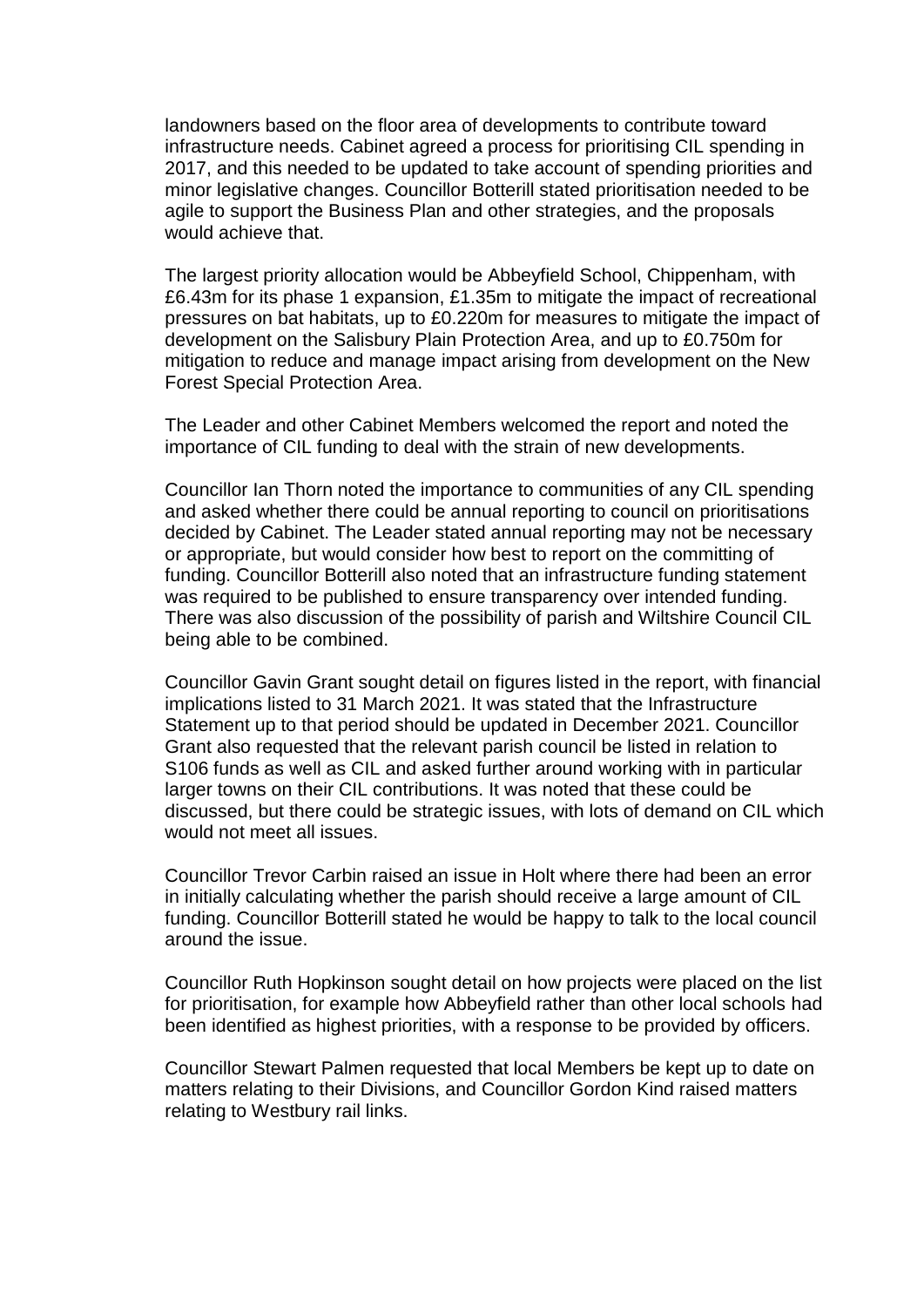landowners based on the floor area of developments to contribute toward infrastructure needs. Cabinet agreed a process for prioritising CIL spending in 2017, and this needed to be updated to take account of spending priorities and minor legislative changes. Councillor Botterill stated prioritisation needed to be agile to support the Business Plan and other strategies, and the proposals would achieve that.

The largest priority allocation would be Abbeyfield School, Chippenham, with £6.43m for its phase 1 expansion, £1.35m to mitigate the impact of recreational pressures on bat habitats, up to £0.220m for measures to mitigate the impact of development on the Salisbury Plain Protection Area, and up to £0.750m for mitigation to reduce and manage impact arising from development on the New Forest Special Protection Area.

The Leader and other Cabinet Members welcomed the report and noted the importance of CIL funding to deal with the strain of new developments.

Councillor Ian Thorn noted the importance to communities of any CIL spending and asked whether there could be annual reporting to council on prioritisations decided by Cabinet. The Leader stated annual reporting may not be necessary or appropriate, but would consider how best to report on the committing of funding. Councillor Botterill also noted that an infrastructure funding statement was required to be published to ensure transparency over intended funding. There was also discussion of the possibility of parish and Wiltshire Council CIL being able to be combined.

Councillor Gavin Grant sought detail on figures listed in the report, with financial implications listed to 31 March 2021. It was stated that the Infrastructure Statement up to that period should be updated in December 2021. Councillor Grant also requested that the relevant parish council be listed in relation to S106 funds as well as CIL and asked further around working with in particular larger towns on their CIL contributions. It was noted that these could be discussed, but there could be strategic issues, with lots of demand on CIL which would not meet all issues.

Councillor Trevor Carbin raised an issue in Holt where there had been an error in initially calculating whether the parish should receive a large amount of CIL funding. Councillor Botterill stated he would be happy to talk to the local council around the issue.

Councillor Ruth Hopkinson sought detail on how projects were placed on the list for prioritisation, for example how Abbeyfield rather than other local schools had been identified as highest priorities, with a response to be provided by officers.

Councillor Stewart Palmen requested that local Members be kept up to date on matters relating to their Divisions, and Councillor Gordon Kind raised matters relating to Westbury rail links.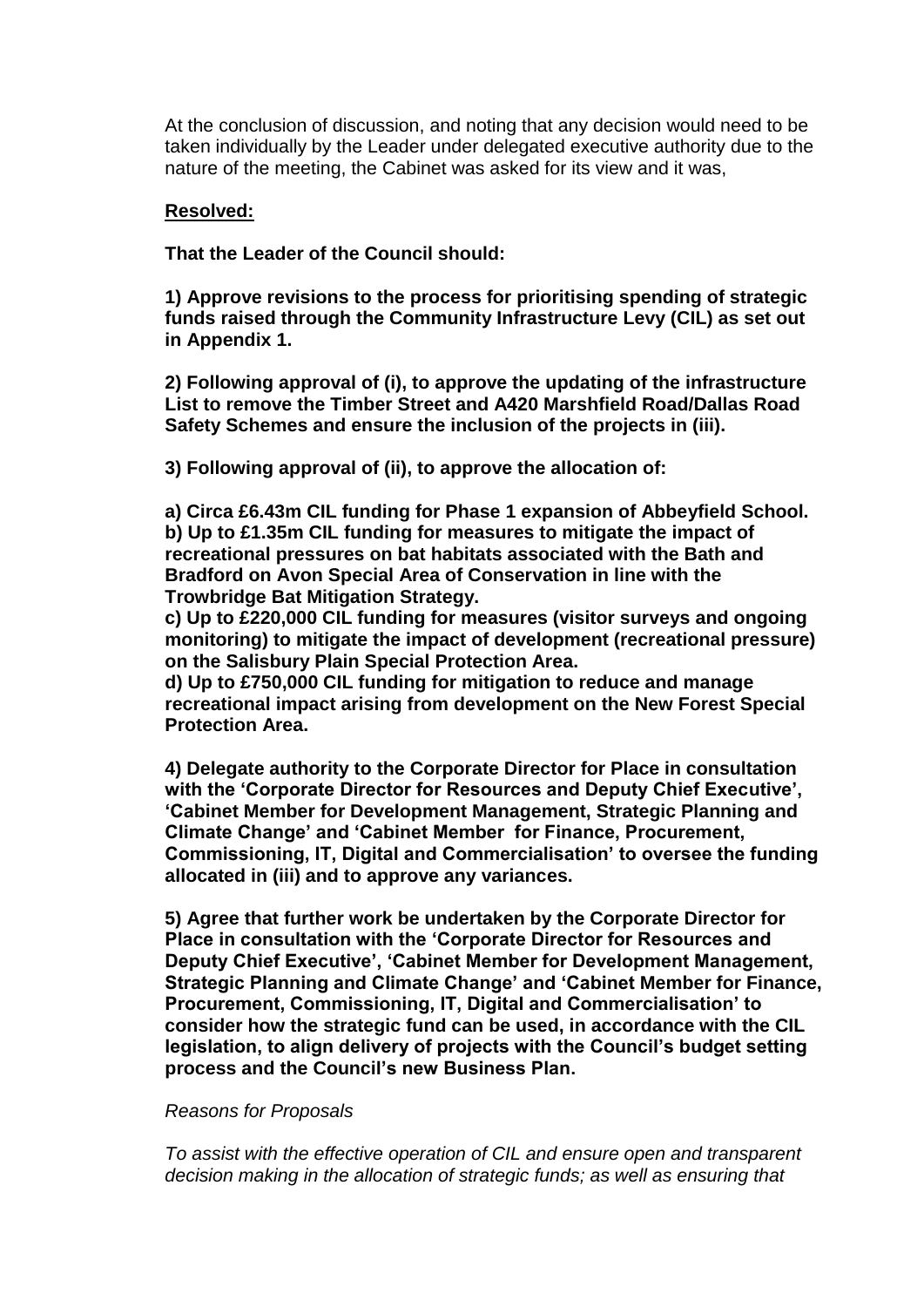At the conclusion of discussion, and noting that any decision would need to be taken individually by the Leader under delegated executive authority due to the nature of the meeting, the Cabinet was asked for its view and it was,

**Resolved:**

**That the Leader of the Council should:**

**1) Approve revisions to the process for prioritising spending of strategic funds raised through the Community Infrastructure Levy (CIL) as set out in Appendix 1.**

**2) Following approval of (i), to approve the updating of the infrastructure List to remove the Timber Street and A420 Marshfield Road/Dallas Road Safety Schemes and ensure the inclusion of the projects in (iii).**

**3) Following approval of (ii), to approve the allocation of:**

**a) Circa £6.43m CIL funding for Phase 1 expansion of Abbeyfield School.**
**b) Up to £1.35m CIL funding for measures to mitigate the impact of recreational pressures on bat habitats associated with the Bath and Bradford on Avon Special Area of Conservation in line with the Trowbridge Bat Mitigation Strategy.**
**c) Up to £220,000 CIL funding for measures (visitor surveys and ongoing monitoring) to mitigate the impact of development (recreational pressure) on the Salisbury Plain Special Protection Area.**
**d) Up to £750,000 CIL funding for mitigation to reduce and manage recreational impact arising from development on the New Forest Special Protection Area.**

**4) Delegate authority to the Corporate Director for Place in consultation with the 'Corporate Director for Resources and Deputy Chief Executive', 'Cabinet Member for Development Management, Strategic Planning and Climate Change' and 'Cabinet Member for Finance, Procurement, Commissioning, IT, Digital and Commercialisation' to oversee the funding allocated in (iii) and to approve any variances.**

**5) Agree that further work be undertaken by the Corporate Director for Place in consultation with the 'Corporate Director for Resources and Deputy Chief Executive', 'Cabinet Member for Development Management, Strategic Planning and Climate Change' and 'Cabinet Member for Finance, Procurement, Commissioning, IT, Digital and Commercialisation' to consider how the strategic fund can be used, in accordance with the CIL legislation, to align delivery of projects with the Council's budget setting process and the Council's new Business Plan.**

*Reasons for Proposals*

*To assist with the effective operation of CIL and ensure open and transparent decision making in the allocation of strategic funds; as well as ensuring that*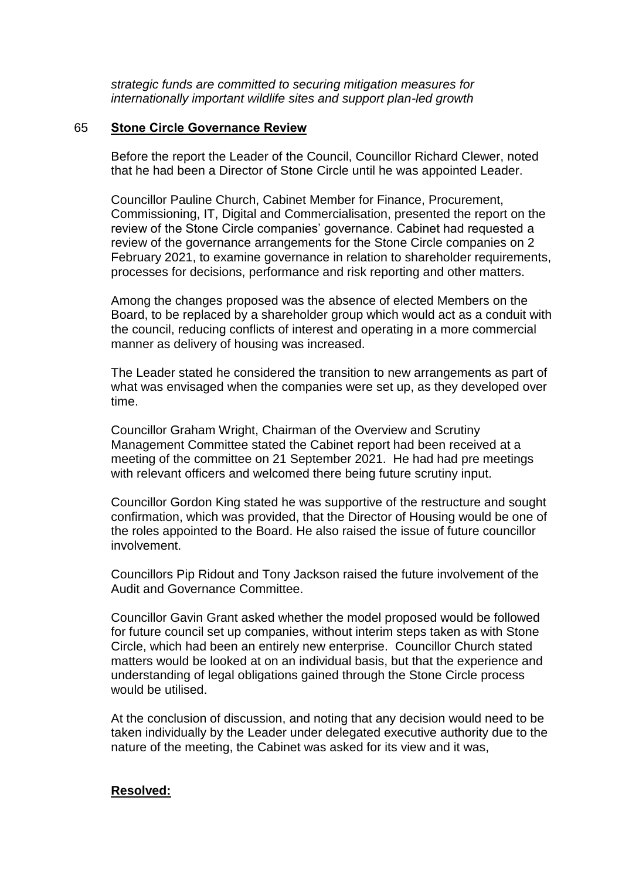*strategic funds are committed to securing mitigation measures for internationally important wildlife sites and support plan-led growth*

## 65 **Stone Circle Governance Review**

Before the report the Leader of the Council, Councillor Richard Clewer, noted that he had been a Director of Stone Circle until he was appointed Leader.

Councillor Pauline Church, Cabinet Member for Finance, Procurement, Commissioning, IT, Digital and Commercialisation, presented the report on the review of the Stone Circle companies' governance. Cabinet had requested a review of the governance arrangements for the Stone Circle companies on 2 February 2021, to examine governance in relation to shareholder requirements, processes for decisions, performance and risk reporting and other matters.

Among the changes proposed was the absence of elected Members on the Board, to be replaced by a shareholder group which would act as a conduit with the council, reducing conflicts of interest and operating in a more commercial manner as delivery of housing was increased.

The Leader stated he considered the transition to new arrangements as part of what was envisaged when the companies were set up, as they developed over time.

Councillor Graham Wright, Chairman of the Overview and Scrutiny Management Committee stated the Cabinet report had been received at a meeting of the committee on 21 September 2021. He had had pre meetings with relevant officers and welcomed there being future scrutiny input.

Councillor Gordon King stated he was supportive of the restructure and sought confirmation, which was provided, that the Director of Housing would be one of the roles appointed to the Board. He also raised the issue of future councillor involvement.

Councillors Pip Ridout and Tony Jackson raised the future involvement of the Audit and Governance Committee.

Councillor Gavin Grant asked whether the model proposed would be followed for future council set up companies, without interim steps taken as with Stone Circle, which had been an entirely new enterprise. Councillor Church stated matters would be looked at on an individual basis, but that the experience and understanding of legal obligations gained through the Stone Circle process would be utilised.

At the conclusion of discussion, and noting that any decision would need to be taken individually by the Leader under delegated executive authority due to the nature of the meeting, the Cabinet was asked for its view and it was,

**Resolved:**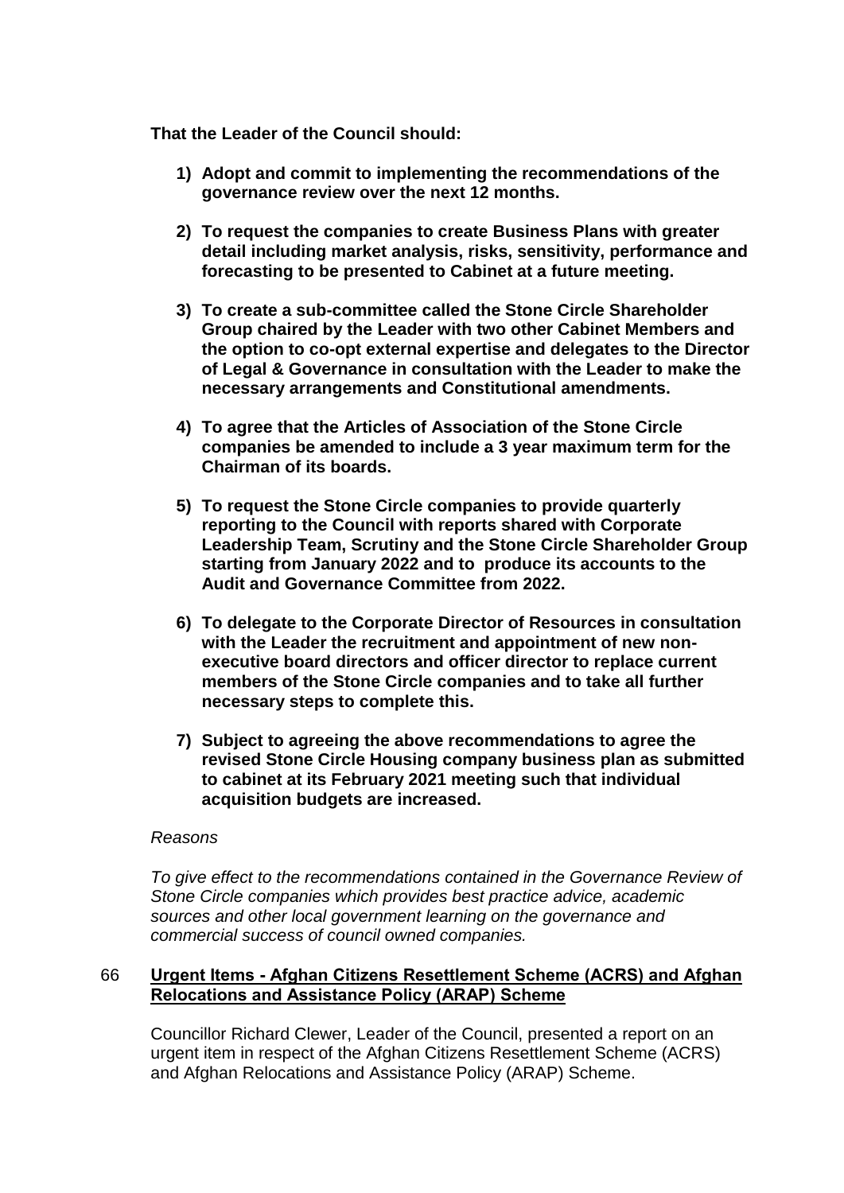**That the Leader of the Council should:**

1) **Adopt and commit to implementing the recommendations of the governance review over the next 12 months.**

2) **To request the companies to create Business Plans with greater detail including market analysis, risks, sensitivity, performance and forecasting to be presented to Cabinet at a future meeting.**

3) **To create a sub-committee called the Stone Circle Shareholder Group chaired by the Leader with two other Cabinet Members and the option to co-opt external expertise and delegates to the Director of Legal & Governance in consultation with the Leader to make the necessary arrangements and Constitutional amendments.**

4) **To agree that the Articles of Association of the Stone Circle companies be amended to include a 3 year maximum term for the Chairman of its boards.**

5) **To request the Stone Circle companies to provide quarterly reporting to the Council with reports shared with Corporate Leadership Team, Scrutiny and the Stone Circle Shareholder Group starting from January 2022 and to produce its accounts to the Audit and Governance Committee from 2022.**

6) **To delegate to the Corporate Director of Resources in consultation with the Leader the recruitment and appointment of new non-executive board directors and officer director to replace current members of the Stone Circle companies and to take all further necessary steps to complete this.**

7) **Subject to agreeing the above recommendations to agree the revised Stone Circle Housing company business plan as submitted to cabinet at its February 2021 meeting such that individual acquisition budgets are increased.**

*Reasons*

*To give effect to the recommendations contained in the Governance Review of Stone Circle companies which provides best practice advice, academic sources and other local government learning on the governance and commercial success of council owned companies.*

## 66 Urgent Items - Afghan Citizens Resettlement Scheme (ACRS) and Afghan Relocations and Assistance Policy (ARAP) Scheme

Councillor Richard Clewer, Leader of the Council, presented a report on an urgent item in respect of the Afghan Citizens Resettlement Scheme (ACRS) and Afghan Relocations and Assistance Policy (ARAP) Scheme.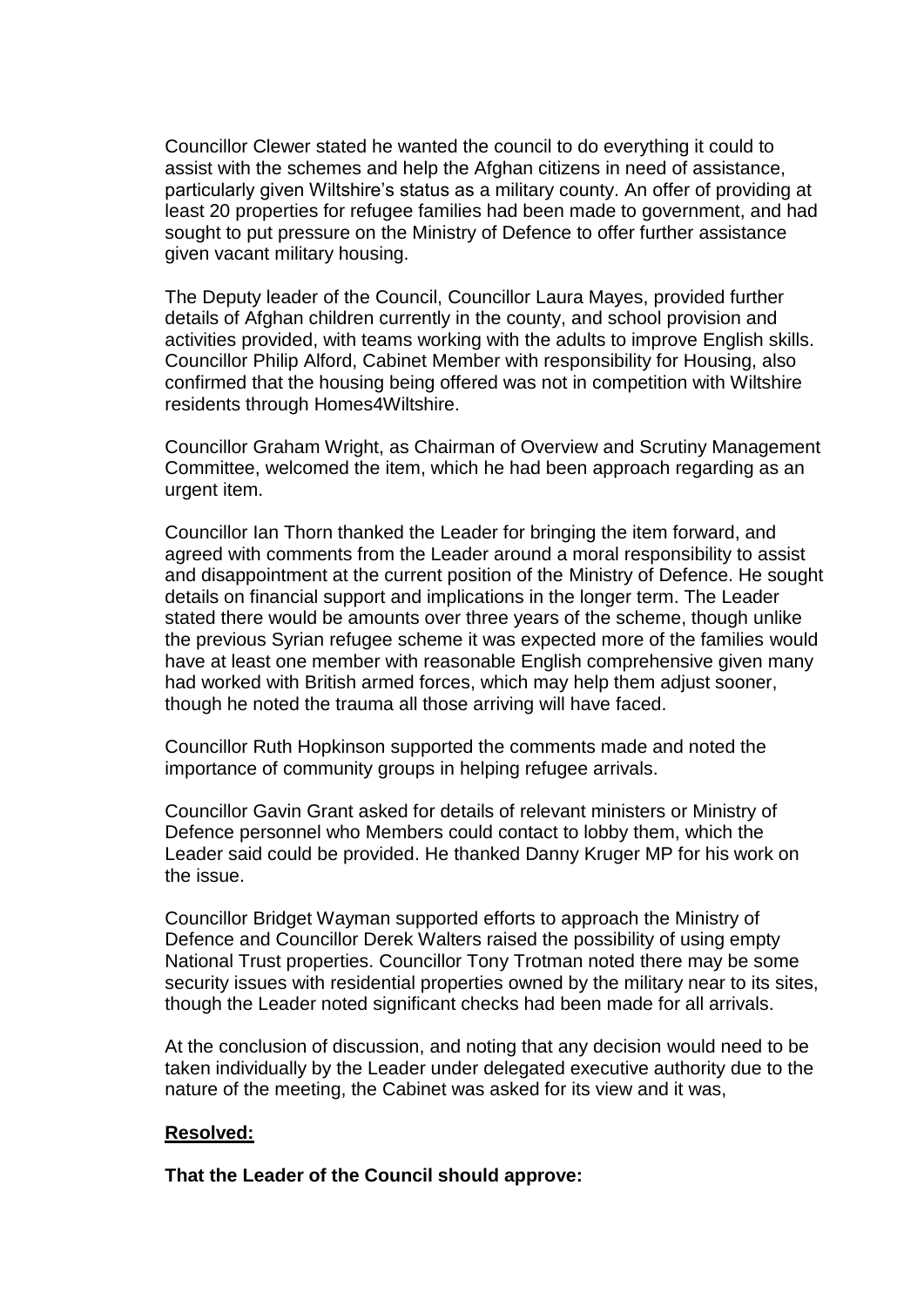Councillor Clewer stated he wanted the council to do everything it could to assist with the schemes and help the Afghan citizens in need of assistance, particularly given Wiltshire's status as a military county. An offer of providing at least 20 properties for refugee families had been made to government, and had sought to put pressure on the Ministry of Defence to offer further assistance given vacant military housing.

The Deputy leader of the Council, Councillor Laura Mayes, provided further details of Afghan children currently in the county, and school provision and activities provided, with teams working with the adults to improve English skills. Councillor Philip Alford, Cabinet Member with responsibility for Housing, also confirmed that the housing being offered was not in competition with Wiltshire residents through Homes4Wiltshire.

Councillor Graham Wright, as Chairman of Overview and Scrutiny Management Committee, welcomed the item, which he had been approach regarding as an urgent item.

Councillor Ian Thorn thanked the Leader for bringing the item forward, and agreed with comments from the Leader around a moral responsibility to assist and disappointment at the current position of the Ministry of Defence. He sought details on financial support and implications in the longer term. The Leader stated there would be amounts over three years of the scheme, though unlike the previous Syrian refugee scheme it was expected more of the families would have at least one member with reasonable English comprehensive given many had worked with British armed forces, which may help them adjust sooner, though he noted the trauma all those arriving will have faced.

Councillor Ruth Hopkinson supported the comments made and noted the importance of community groups in helping refugee arrivals.

Councillor Gavin Grant asked for details of relevant ministers or Ministry of Defence personnel who Members could contact to lobby them, which the Leader said could be provided. He thanked Danny Kruger MP for his work on the issue.

Councillor Bridget Wayman supported efforts to approach the Ministry of Defence and Councillor Derek Walters raised the possibility of using empty National Trust properties. Councillor Tony Trotman noted there may be some security issues with residential properties owned by the military near to its sites, though the Leader noted significant checks had been made for all arrivals.

At the conclusion of discussion, and noting that any decision would need to be taken individually by the Leader under delegated executive authority due to the nature of the meeting, the Cabinet was asked for its view and it was,

**<u>Resolved:</u>**

**That the Leader of the Council should approve:**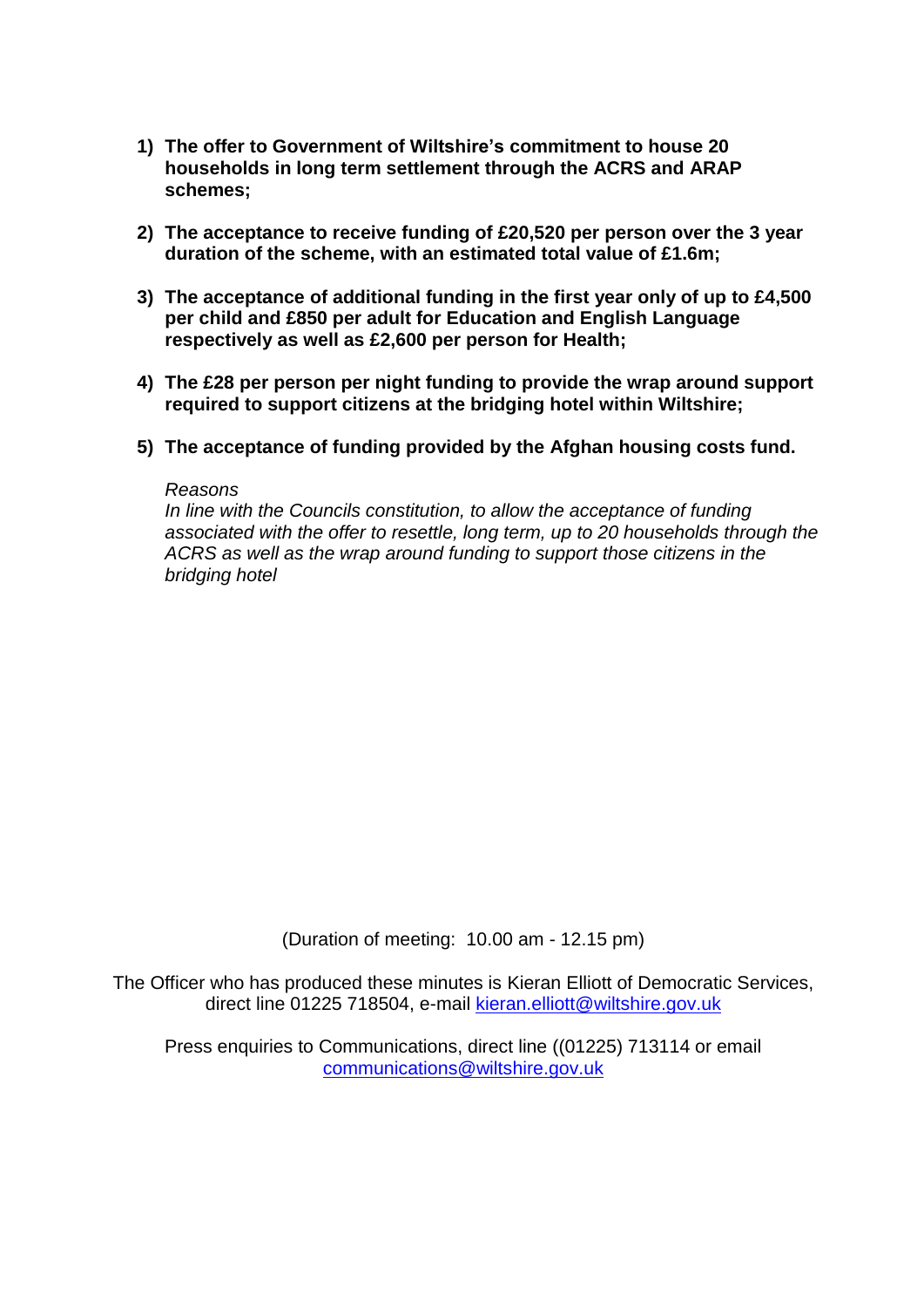1) **The offer to Government of Wiltshire's commitment to house 20 households in long term settlement through the ACRS and ARAP schemes;**

2) **The acceptance to receive funding of £20,520 per person over the 3 year duration of the scheme, with an estimated total value of £1.6m;**

3) **The acceptance of additional funding in the first year only of up to £4,500 per child and £850 per adult for Education and English Language respectively as well as £2,600 per person for Health;**

4) **The £28 per person per night funding to provide the wrap around support required to support citizens at the bridging hotel within Wiltshire;**

5) **The acceptance of funding provided by the Afghan housing costs fund.**

*Reasons*
*In line with the Councils constitution, to allow the acceptance of funding associated with the offer to resettle, long term, up to 20 households through the ACRS as well as the wrap around funding to support those citizens in the bridging hotel*

(Duration of meeting: 10.00 am - 12.15 pm)

The Officer who has produced these minutes is Kieran Elliott of Democratic Services, direct line 01225 718504, e-mail kieran.elliott@wiltshire.gov.uk

Press enquiries to Communications, direct line ((01225) 713114 or email communications@wiltshire.gov.uk